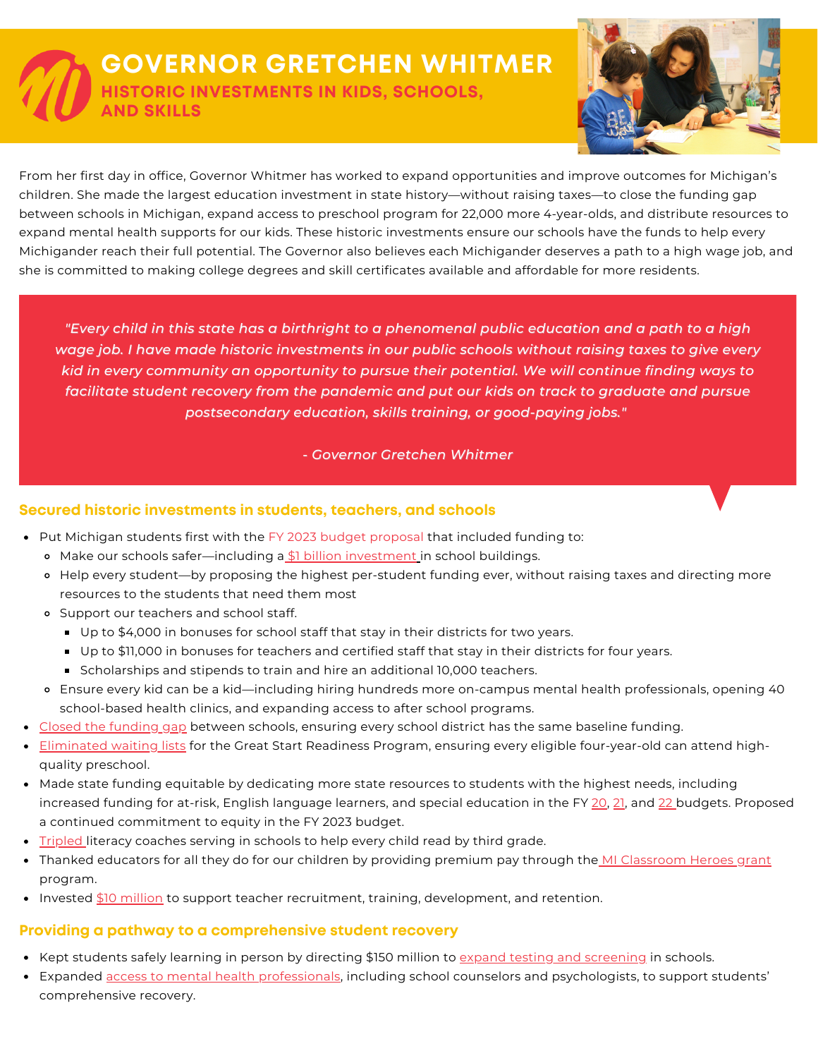# GOVERNOR GRETCHEN WHITMER

## HISTORIC INVESTMENTS IN KIDS, SCHOOLS, AND SKILLS

From her first day in office, Governor Whitmer has worked to expand opportunities and improve outcomes for Michigan's children. She made the largest education investment in state history—without raising taxes—to close the funding gap between schools in Michigan, expand access to preschool program for 22,000 more 4-year-olds, and distribute resources to expand mental health supports for our kids. These historic investments ensure our schools have the funds to help every Michigander reach their full potential. The Governor also believes each Michigander deserves a path to a high wage job, and she is committed to making college degrees and skill certificates available and affordable for more residents.

> *"Every child in this state has a birthright to a phenomenal public education and a path to a high wage job. I have made historic investments in our public schools without raising taxes to give every kid in every community an opportunity to pursue their potential. We will continue finding ways to facilitate student recovery from the pandemic and put our kids on track to graduate and pursue postsecondary education, skills training, or good-paying jobs."*
>
> *- Governor Gretchen Whitmer*

### Secured historic investments in students, teachers, and schools

- Put Michigan students first with the FY 2023 budget proposal that included funding to:
  - Make our schools safer—including a $1 billion investment in school buildings.
  - Help every student—by proposing the highest per-student funding ever, without raising taxes and directing more resources to the students that need them most
  - Support our teachers and school staff.
    - Up to $4,000 in bonuses for school staff that stay in their districts for two years.
    - Up to $11,000 in bonuses for teachers and certified staff that stay in their districts for four years.
    - Scholarships and stipends to train and hire an additional 10,000 teachers.
  - Ensure every kid can be a kid—including hiring hundreds more on-campus mental health professionals, opening 40 school-based health clinics, and expanding access to after school programs.
- Closed the funding gap between schools, ensuring every school district has the same baseline funding.
- Eliminated waiting lists for the Great Start Readiness Program, ensuring every eligible four-year-old can attend high-quality preschool.
- Made state funding equitable by dedicating more state resources to students with the highest needs, including increased funding for at-risk, English language learners, and special education in the FY 20, 21, and 22 budgets. Proposed a continued commitment to equity in the FY 2023 budget.
- Tripled literacy coaches serving in schools to help every child read by third grade.
- Thanked educators for all they do for our children by providing premium pay through the MI Classroom Heroes grant program.
- Invested $10 million to support teacher recruitment, training, development, and retention.

### Providing a pathway to a comprehensive student recovery

- Kept students safely learning in person by directing $150 million to expand testing and screening in schools.
- Expanded access to mental health professionals, including school counselors and psychologists, to support students' comprehensive recovery.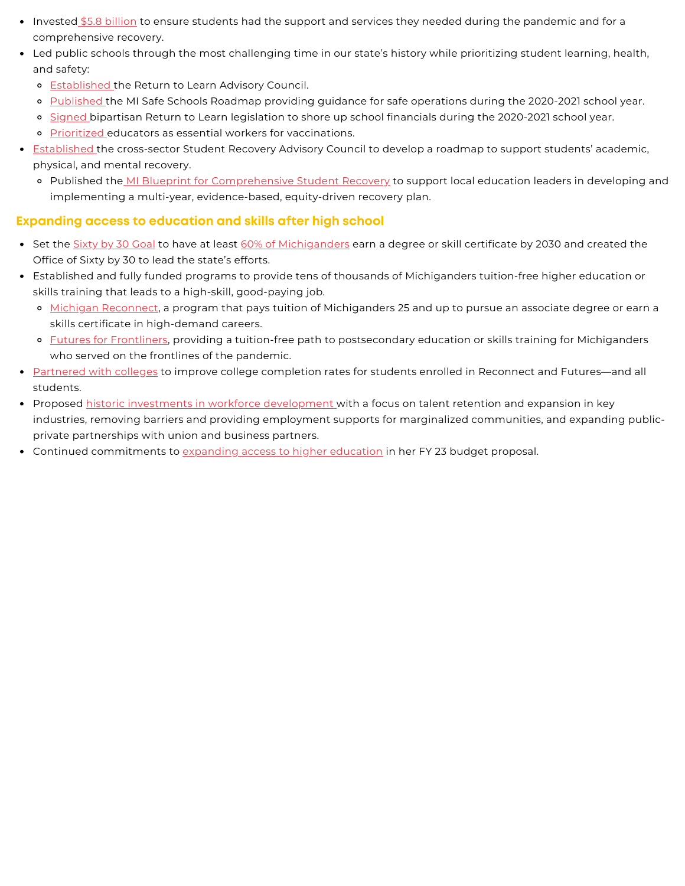- Invested $5.8 billion to ensure students had the support and services they needed during the pandemic and for a comprehensive recovery.
- Led public schools through the most challenging time in our state's history while prioritizing student learning, health, and safety:
  - Established the Return to Learn Advisory Council.
  - Published the MI Safe Schools Roadmap providing guidance for safe operations during the 2020-2021 school year.
  - Signed bipartisan Return to Learn legislation to shore up school financials during the 2020-2021 school year.
  - Prioritized educators as essential workers for vaccinations.
- Established the cross-sector Student Recovery Advisory Council to develop a roadmap to support students' academic, physical, and mental recovery.
  - Published the MI Blueprint for Comprehensive Student Recovery to support local education leaders in developing and implementing a multi-year, evidence-based, equity-driven recovery plan.

## Expanding access to education and skills after high school

- Set the Sixty by 30 Goal to have at least 60% of Michiganders earn a degree or skill certificate by 2030 and created the Office of Sixty by 30 to lead the state's efforts.
- Established and fully funded programs to provide tens of thousands of Michiganders tuition-free higher education or skills training that leads to a high-skill, good-paying job.
  - Michigan Reconnect, a program that pays tuition of Michiganders 25 and up to pursue an associate degree or earn a skills certificate in high-demand careers.
  - Futures for Frontliners, providing a tuition-free path to postsecondary education or skills training for Michiganders who served on the frontlines of the pandemic.
- Partnered with colleges to improve college completion rates for students enrolled in Reconnect and Futures—and all students.
- Proposed historic investments in workforce development with a focus on talent retention and expansion in key industries, removing barriers and providing employment supports for marginalized communities, and expanding public-private partnerships with union and business partners.
- Continued commitments to expanding access to higher education in her FY 23 budget proposal.